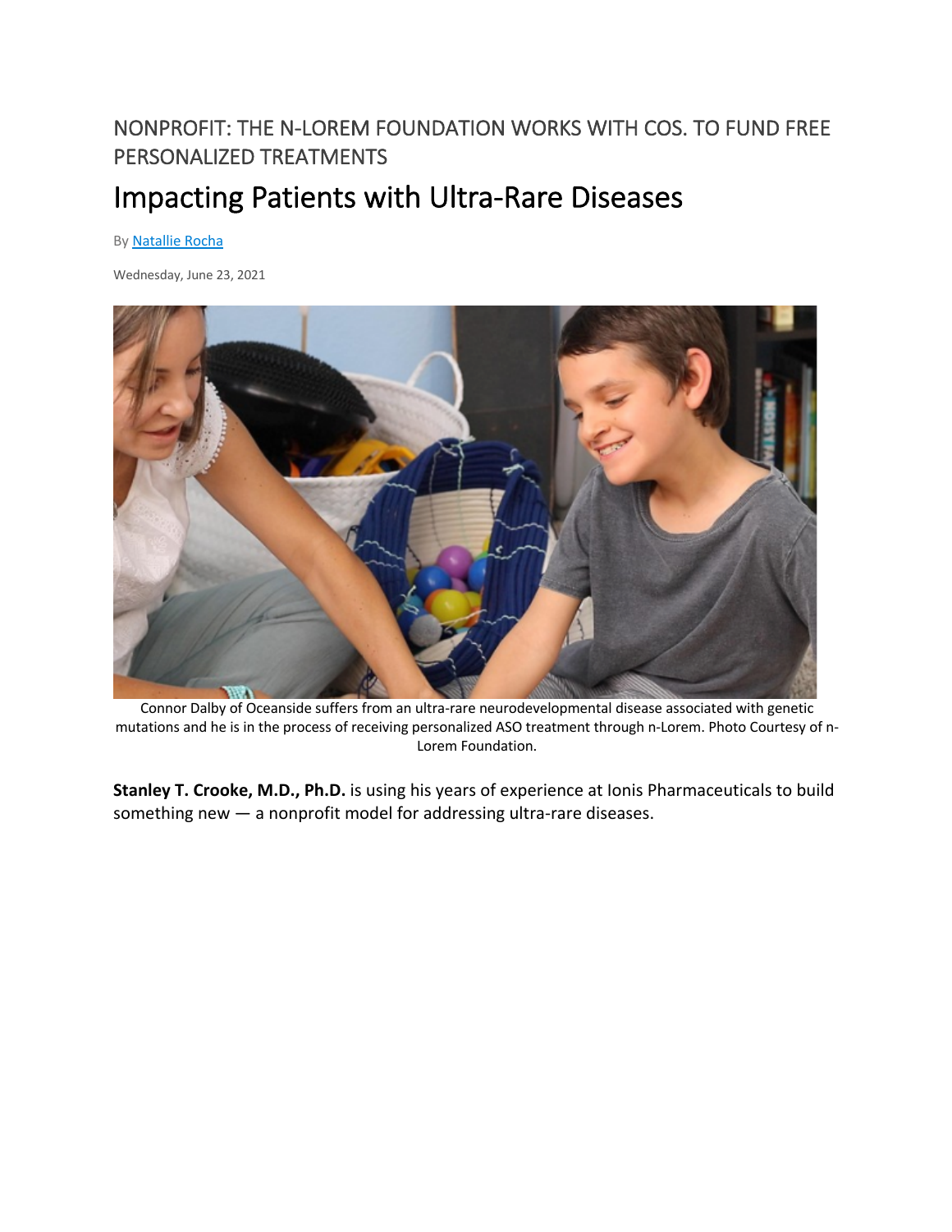NONPROFIT: THE N-LOREM FOUNDATION WORKS WITH COS. TO FUND FREE PERSONALIZED TREATMENTS

# Impacting Patients with Ultra-Rare Diseases

By Natallie Rocha

Wednesday, June 23, 2021

Connor Dalby of Oceanside suffers from an ultra-rare neurodevelopmental disease associated with genetic mutations and he is in the process of receiving personalized ASO treatment through n-Lorem. Photo Courtesy of n-Lorem Foundation.

**Stanley T. Crooke, M.D., Ph.D.** is using his years of experience at Ionis Pharmaceuticals to build something new — a nonprofit model for addressing ultra-rare diseases.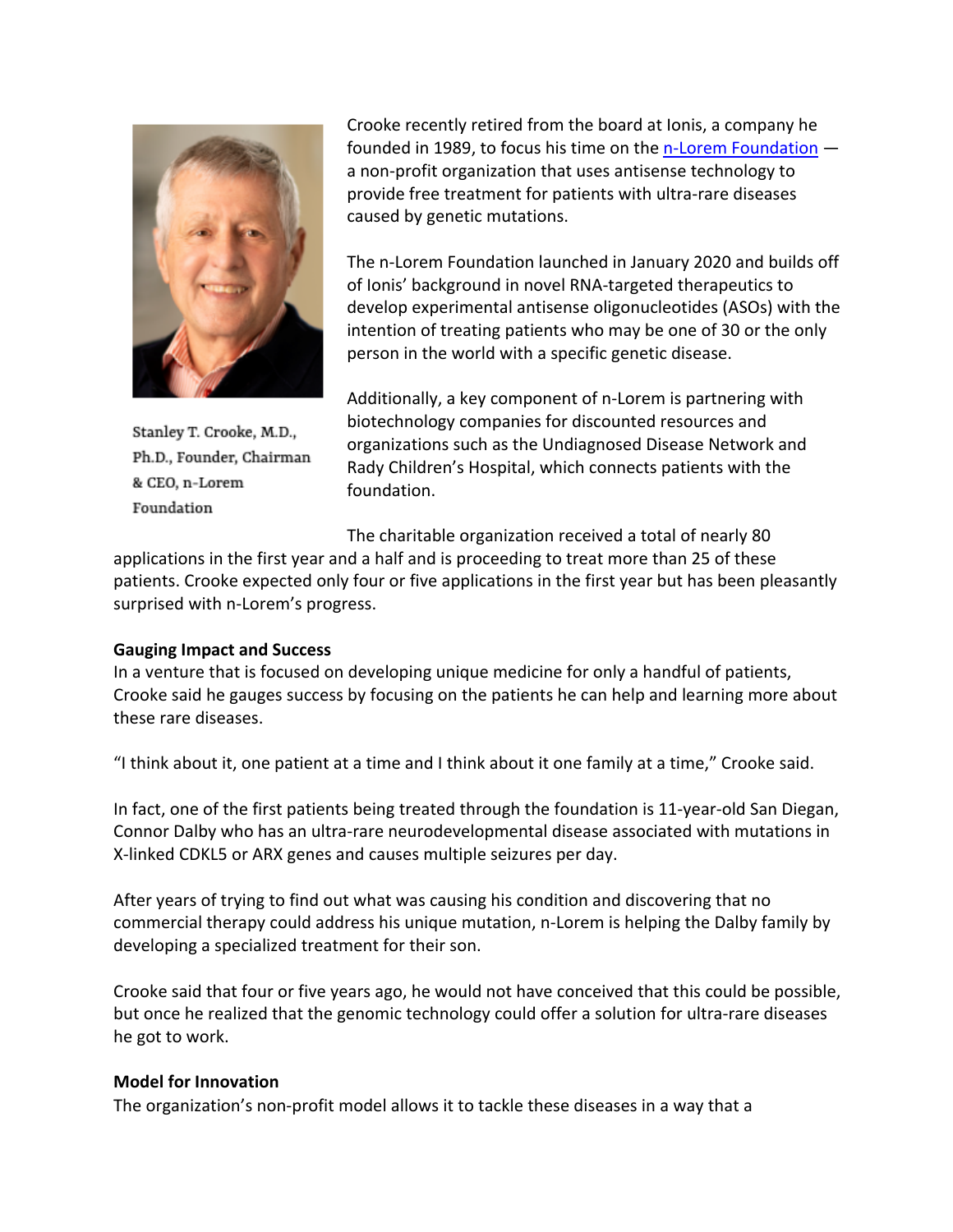Stanley T. Crooke, M.D., Ph.D., Founder, Chairman & CEO, n-Lorem Foundation

Crooke recently retired from the board at Ionis, a company he founded in 1989, to focus his time on the [n-Lorem Foundation](#) — a non-profit organization that uses antisense technology to provide free treatment for patients with ultra-rare diseases caused by genetic mutations.

The n-Lorem Foundation launched in January 2020 and builds off of Ionis' background in novel RNA-targeted therapeutics to develop experimental antisense oligonucleotides (ASOs) with the intention of treating patients who may be one of 30 or the only person in the world with a specific genetic disease.

Additionally, a key component of n-Lorem is partnering with biotechnology companies for discounted resources and organizations such as the Undiagnosed Disease Network and Rady Children's Hospital, which connects patients with the foundation.

The charitable organization received a total of nearly 80 applications in the first year and a half and is proceeding to treat more than 25 of these patients. Crooke expected only four or five applications in the first year but has been pleasantly surprised with n-Lorem's progress.

**Gauging Impact and Success**

In a venture that is focused on developing unique medicine for only a handful of patients, Crooke said he gauges success by focusing on the patients he can help and learning more about these rare diseases.

"I think about it, one patient at a time and I think about it one family at a time," Crooke said.

In fact, one of the first patients being treated through the foundation is 11-year-old San Diegan, Connor Dalby who has an ultra-rare neurodevelopmental disease associated with mutations in X-linked CDKL5 or ARX genes and causes multiple seizures per day.

After years of trying to find out what was causing his condition and discovering that no commercial therapy could address his unique mutation, n-Lorem is helping the Dalby family by developing a specialized treatment for their son.

Crooke said that four or five years ago, he would not have conceived that this could be possible, but once he realized that the genomic technology could offer a solution for ultra-rare diseases he got to work.

**Model for Innovation**

The organization's non-profit model allows it to tackle these diseases in a way that a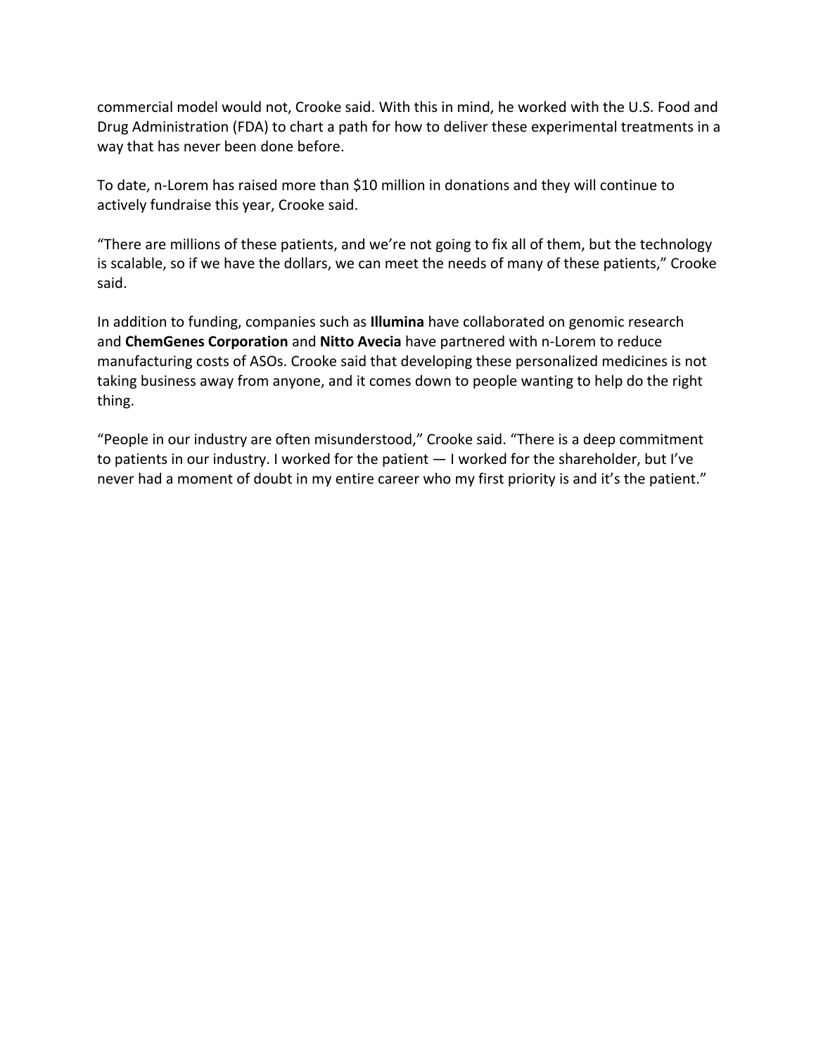commercial model would not, Crooke said. With this in mind, he worked with the U.S. Food and Drug Administration (FDA) to chart a path for how to deliver these experimental treatments in a way that has never been done before.

To date, n-Lorem has raised more than $10 million in donations and they will continue to actively fundraise this year, Crooke said.

“There are millions of these patients, and we’re not going to fix all of them, but the technology is scalable, so if we have the dollars, we can meet the needs of many of these patients,” Crooke said.

In addition to funding, companies such as **Illumina** have collaborated on genomic research and **ChemGenes Corporation** and **Nitto Avecia** have partnered with n-Lorem to reduce manufacturing costs of ASOs. Crooke said that developing these personalized medicines is not taking business away from anyone, and it comes down to people wanting to help do the right thing.

“People in our industry are often misunderstood,” Crooke said. “There is a deep commitment to patients in our industry. I worked for the patient — I worked for the shareholder, but I’ve never had a moment of doubt in my entire career who my first priority is and it’s the patient.”